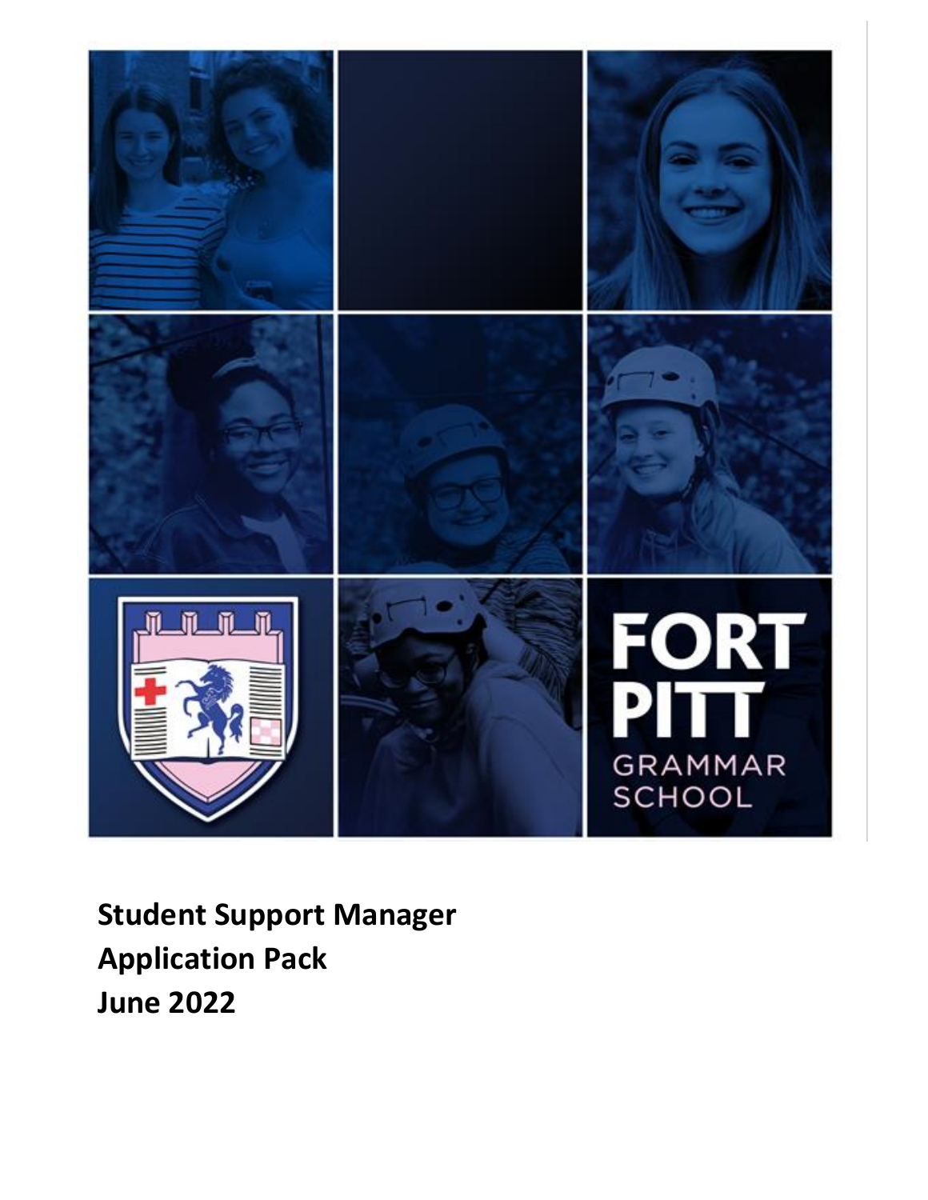FORT PITT GRAMMAR SCHOOL

**Student Support Manager**
**Application Pack**
**June 2022**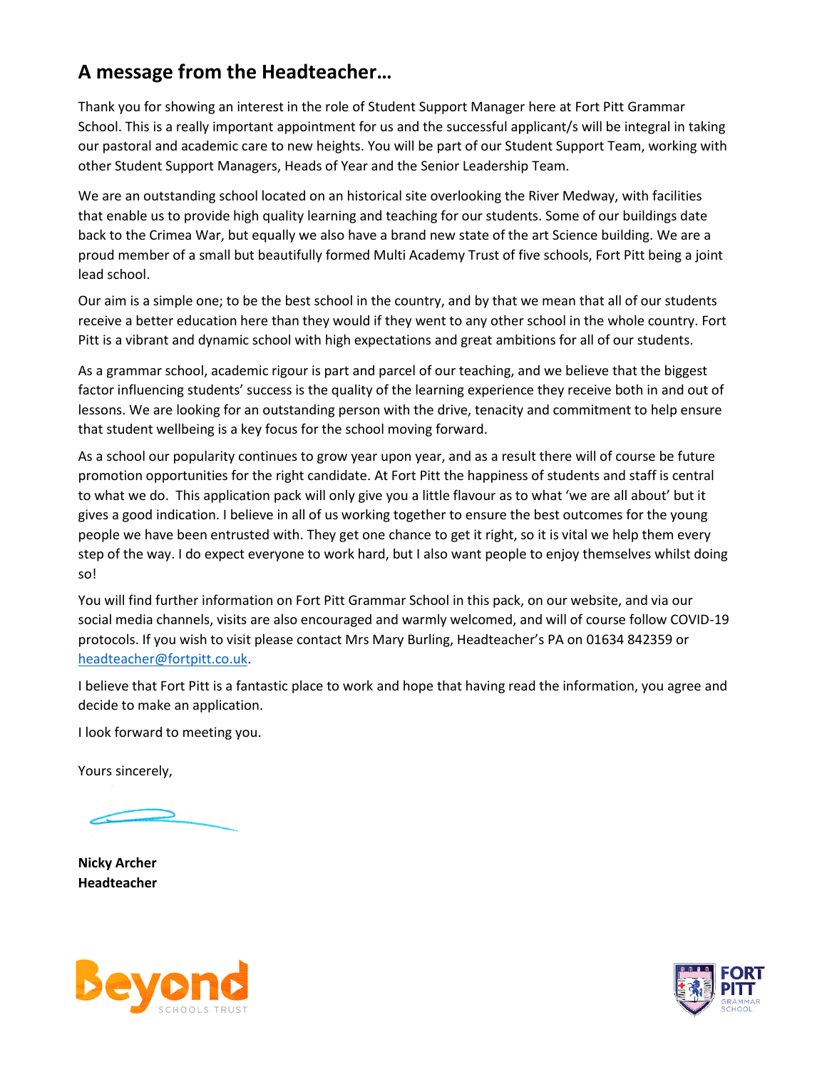## A message from the Headteacher…

Thank you for showing an interest in the role of Student Support Manager here at Fort Pitt Grammar School. This is a really important appointment for us and the successful applicant/s will be integral in taking our pastoral and academic care to new heights. You will be part of our Student Support Team, working with other Student Support Managers, Heads of Year and the Senior Leadership Team.

We are an outstanding school located on an historical site overlooking the River Medway, with facilities that enable us to provide high quality learning and teaching for our students. Some of our buildings date back to the Crimea War, but equally we also have a brand new state of the art Science building. We are a proud member of a small but beautifully formed Multi Academy Trust of five schools, Fort Pitt being a joint lead school.

Our aim is a simple one; to be the best school in the country, and by that we mean that all of our students receive a better education here than they would if they went to any other school in the whole country. Fort Pitt is a vibrant and dynamic school with high expectations and great ambitions for all of our students.

As a grammar school, academic rigour is part and parcel of our teaching, and we believe that the biggest factor influencing students' success is the quality of the learning experience they receive both in and out of lessons. We are looking for an outstanding person with the drive, tenacity and commitment to help ensure that student wellbeing is a key focus for the school moving forward.

As a school our popularity continues to grow year upon year, and as a result there will of course be future promotion opportunities for the right candidate. At Fort Pitt the happiness of students and staff is central to what we do. This application pack will only give you a little flavour as to what 'we are all about' but it gives a good indication. I believe in all of us working together to ensure the best outcomes for the young people we have been entrusted with. They get one chance to get it right, so it is vital we help them every step of the way. I do expect everyone to work hard, but I also want people to enjoy themselves whilst doing so!

You will find further information on Fort Pitt Grammar School in this pack, on our website, and via our social media channels, visits are also encouraged and warmly welcomed, and will of course follow COVID-19 protocols. If you wish to visit please contact Mrs Mary Burling, Headteacher's PA on 01634 842359 or headteacher@fortpitt.co.uk.

I believe that Fort Pitt is a fantastic place to work and hope that having read the information, you agree and decide to make an application.

I look forward to meeting you.

Yours sincerely,

**Nicky Archer**
**Headteacher**

Beyond SCHOOLS TRUST

FORT PITT GRAMMAR SCHOOL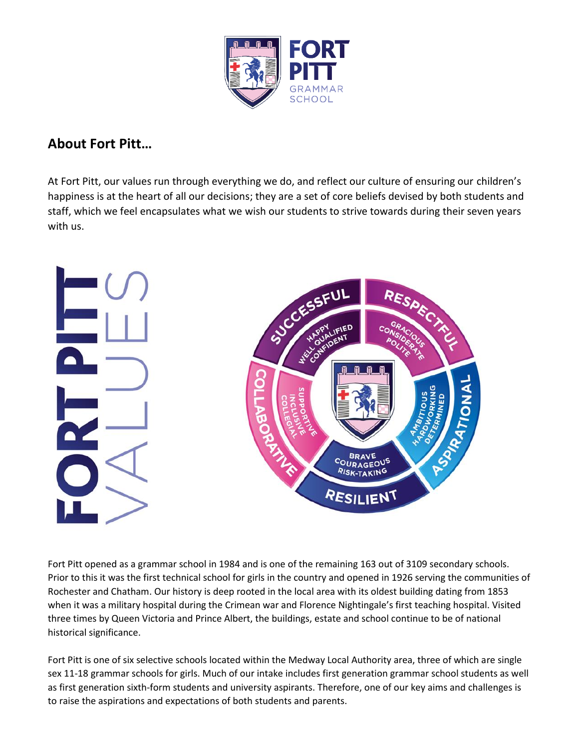## About Fort Pitt…

At Fort Pitt, our values run through everything we do, and reflect our culture of ensuring our children's happiness is at the heart of all our decisions; they are a set of core beliefs devised by both students and staff, which we feel encapsulates what we wish our students to strive towards during their seven years with us.

Fort Pitt opened as a grammar school in 1984 and is one of the remaining 163 out of 3109 secondary schools. Prior to this it was the first technical school for girls in the country and opened in 1926 serving the communities of Rochester and Chatham. Our history is deep rooted in the local area with its oldest building dating from 1853 when it was a military hospital during the Crimean war and Florence Nightingale's first teaching hospital. Visited three times by Queen Victoria and Prince Albert, the buildings, estate and school continue to be of national historical significance.

Fort Pitt is one of six selective schools located within the Medway Local Authority area, three of which are single sex 11-18 grammar schools for girls. Much of our intake includes first generation grammar school students as well as first generation sixth-form students and university aspirants. Therefore, one of our key aims and challenges is to raise the aspirations and expectations of both students and parents.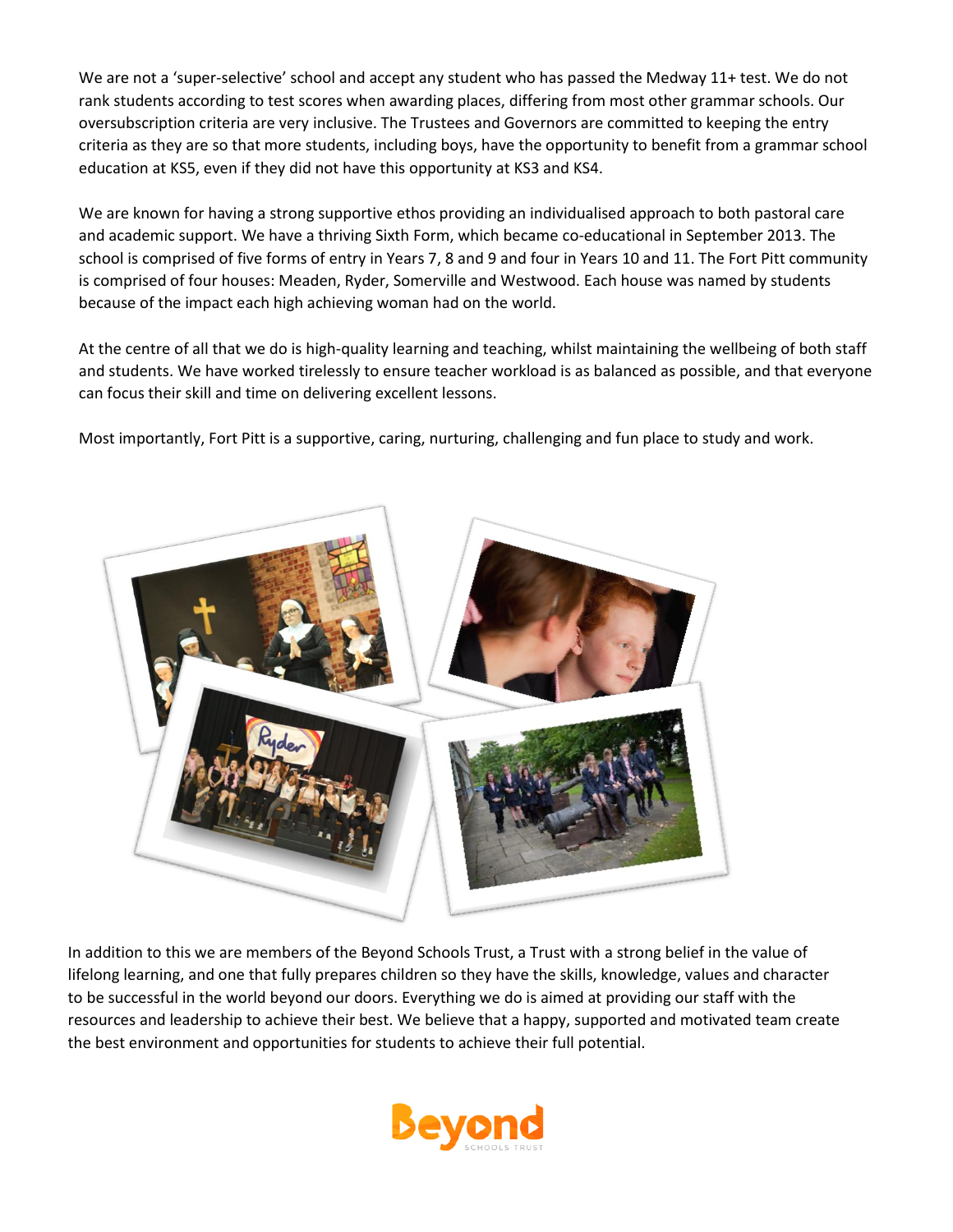We are not a 'super-selective' school and accept any student who has passed the Medway 11+ test. We do not rank students according to test scores when awarding places, differing from most other grammar schools. Our oversubscription criteria are very inclusive. The Trustees and Governors are committed to keeping the entry criteria as they are so that more students, including boys, have the opportunity to benefit from a grammar school education at KS5, even if they did not have this opportunity at KS3 and KS4.

We are known for having a strong supportive ethos providing an individualised approach to both pastoral care and academic support. We have a thriving Sixth Form, which became co-educational in September 2013. The school is comprised of five forms of entry in Years 7, 8 and 9 and four in Years 10 and 11. The Fort Pitt community is comprised of four houses: Meaden, Ryder, Somerville and Westwood. Each house was named by students because of the impact each high achieving woman had on the world.

At the centre of all that we do is high-quality learning and teaching, whilst maintaining the wellbeing of both staff and students. We have worked tirelessly to ensure teacher workload is as balanced as possible, and that everyone can focus their skill and time on delivering excellent lessons.

Most importantly, Fort Pitt is a supportive, caring, nurturing, challenging and fun place to study and work.

In addition to this we are members of the Beyond Schools Trust, a Trust with a strong belief in the value of lifelong learning, and one that fully prepares children so they have the skills, knowledge, values and character to be successful in the world beyond our doors. Everything we do is aimed at providing our staff with the resources and leadership to achieve their best. We believe that a happy, supported and motivated team create the best environment and opportunities for students to achieve their full potential.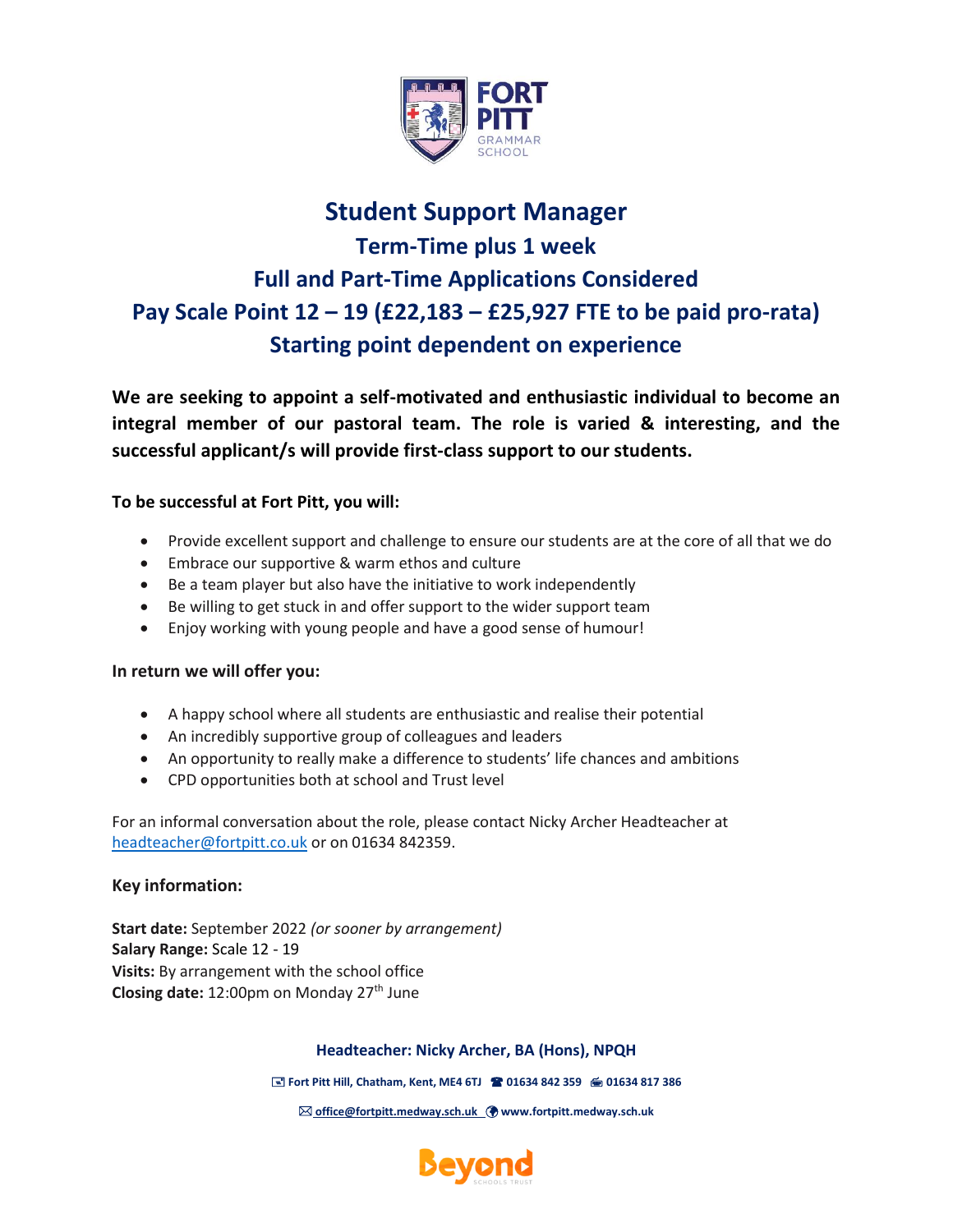# Student Support Manager

## Term-Time plus 1 week

## Full and Part-Time Applications Considered

## Pay Scale Point 12 – 19 (£22,183 – £25,927 FTE to be paid pro-rata)

## Starting point dependent on experience

**We are seeking to appoint a self-motivated and enthusiastic individual to become an integral member of our pastoral team. The role is varied & interesting, and the successful applicant/s will provide first-class support to our students.**

**To be successful at Fort Pitt, you will:**

- Provide excellent support and challenge to ensure our students are at the core of all that we do
- Embrace our supportive & warm ethos and culture
- Be a team player but also have the initiative to work independently
- Be willing to get stuck in and offer support to the wider support team
- Enjoy working with young people and have a good sense of humour!

**In return we will offer you:**

- A happy school where all students are enthusiastic and realise their potential
- An incredibly supportive group of colleagues and leaders
- An opportunity to really make a difference to students' life chances and ambitions
- CPD opportunities both at school and Trust level

For an informal conversation about the role, please contact Nicky Archer Headteacher at headteacher@fortpitt.co.uk or on 01634 842359.

### Key information:

**Start date:** September 2022 *(or sooner by arrangement)*
**Salary Range:** Scale 12 - 19
**Visits:** By arrangement with the school office
**Closing date:** 12:00pm on Monday 27th June

**Headteacher: Nicky Archer, BA (Hons), NPQH**

**Fort Pitt Hill, Chatham, Kent, ME4 6TJ  01634 842 359  01634 817 386**

**office@fortpitt.medway.sch.uk  www.fortpitt.medway.sch.uk**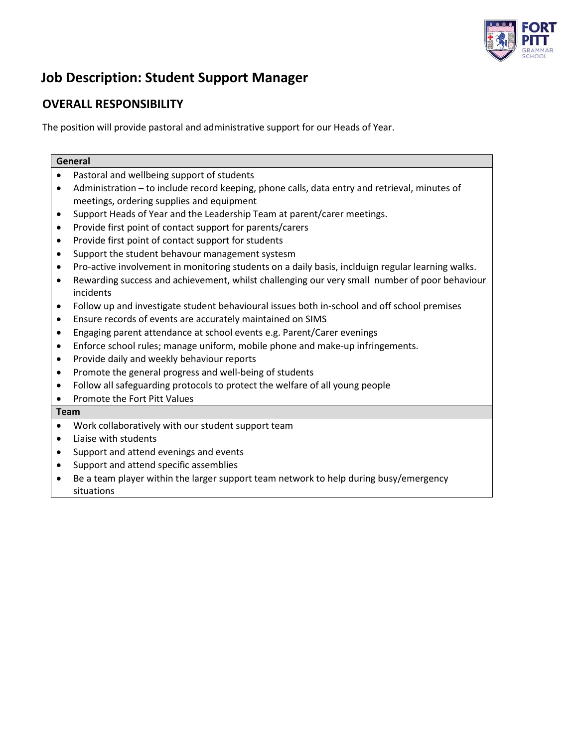# Job Description: Student Support Manager

## OVERALL RESPONSIBILITY

The position will provide pastoral and administrative support for our Heads of Year.

| **General** |
|---|
| • Pastoral and wellbeing support of students<br>• Administration – to include record keeping, phone calls, data entry and retrieval, minutes of meetings, ordering supplies and equipment<br>• Support Heads of Year and the Leadership Team at parent/carer meetings.<br>• Provide first point of contact support for parents/carers<br>• Provide first point of contact support for students<br>• Support the student behaviour management systesm<br>• Pro-active involvement in monitoring students on a daily basis, incldluign regular learning walks.<br>• Rewarding success and achievement, whilst challenging our very small number of poor behaviour incidents<br>• Follow up and investigate student behavioural issues both in-school and off school premises<br>• Ensure records of events are accurately maintained on SIMS<br>• Engaging parent attendance at school events e.g. Parent/Carer evenings<br>• Enforce school rules; manage uniform, mobile phone and make-up infringements.<br>• Provide daily and weekly behaviour reports<br>• Promote the general progress and well-being of students<br>• Follow all safeguarding protocols to protect the welfare of all young people<br>• Promote the Fort Pitt Values |
| **Team** |
| • Work collaboratively with our student support team<br>• Liaise with students<br>• Support and attend evenings and events<br>• Support and attend specific assemblies<br>• Be a team player within the larger support team network to help during busy/emergency situations |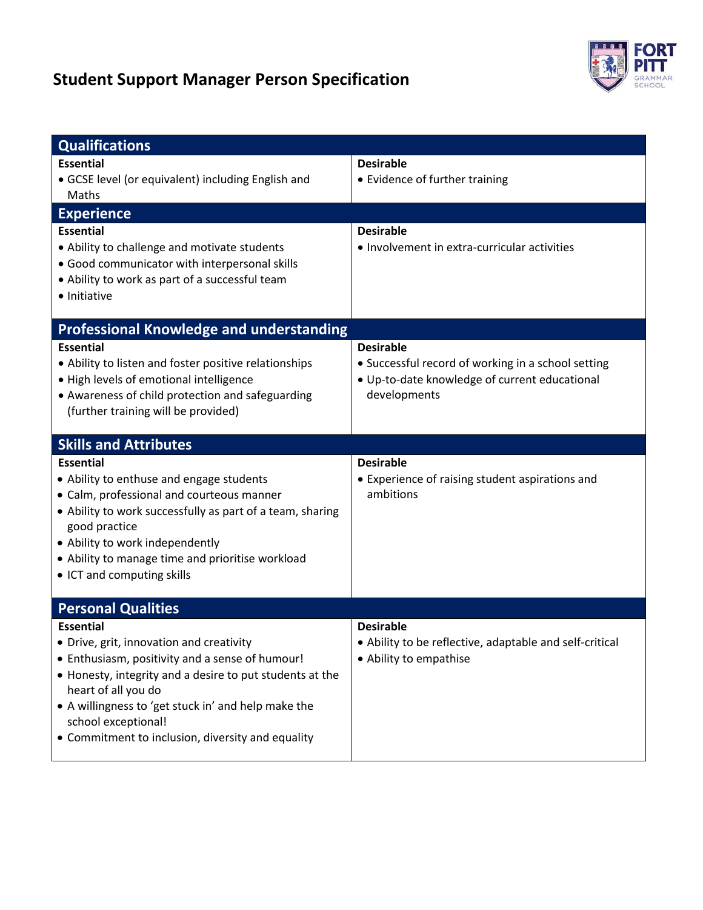# Student Support Manager Person Specification

FORT PITT GRAMMAR SCHOOL

## Qualifications

| Essential | Desirable |
|---|---|
| • GCSE level (or equivalent) including English and Maths | • Evidence of further training |

## Experience

| Essential | Desirable |
|---|---|
| • Ability to challenge and motivate students<br>• Good communicator with interpersonal skills<br>• Ability to work as part of a successful team<br>• Initiative | • Involvement in extra-curricular activities |

## Professional Knowledge and understanding

| Essential | Desirable |
|---|---|
| • Ability to listen and foster positive relationships<br>• High levels of emotional intelligence<br>• Awareness of child protection and safeguarding (further training will be provided) | • Successful record of working in a school setting<br>• Up-to-date knowledge of current educational developments |

## Skills and Attributes

| Essential | Desirable |
|---|---|
| • Ability to enthuse and engage students<br>• Calm, professional and courteous manner<br>• Ability to work successfully as part of a team, sharing good practice<br>• Ability to work independently<br>• Ability to manage time and prioritise workload<br>• ICT and computing skills | • Experience of raising student aspirations and ambitions |

## Personal Qualities

| Essential | Desirable |
|---|---|
| • Drive, grit, innovation and creativity<br>• Enthusiasm, positivity and a sense of humour!<br>• Honesty, integrity and a desire to put students at the heart of all you do<br>• A willingness to 'get stuck in' and help make the school exceptional!<br>• Commitment to inclusion, diversity and equality | • Ability to be reflective, adaptable and self-critical<br>• Ability to empathise |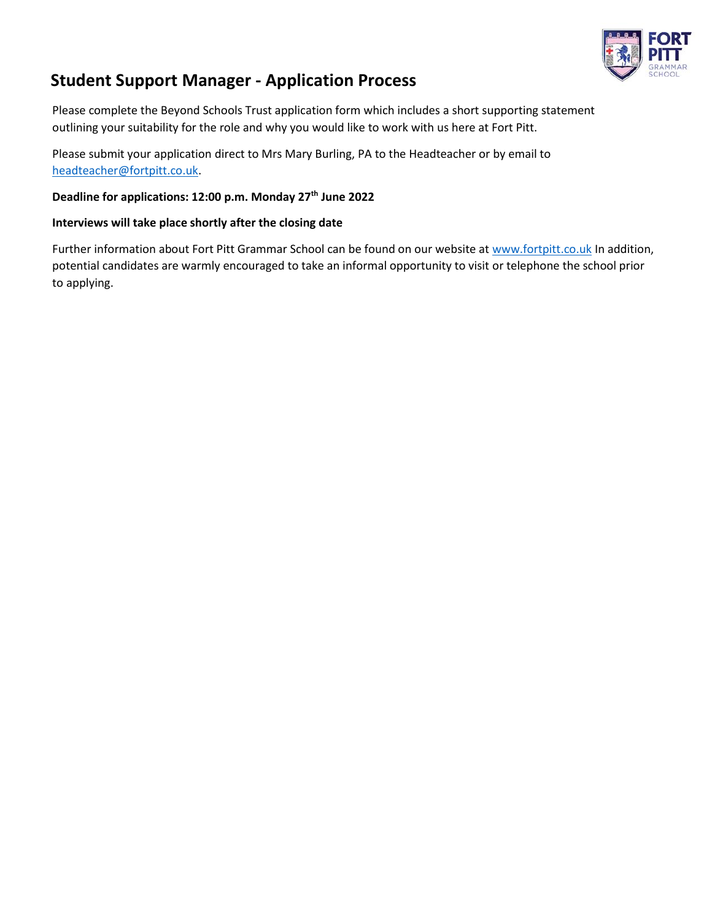# Student Support Manager - Application Process

Please complete the Beyond Schools Trust application form which includes a short supporting statement outlining your suitability for the role and why you would like to work with us here at Fort Pitt.

Please submit your application direct to Mrs Mary Burling, PA to the Headteacher or by email to headteacher@fortpitt.co.uk.

**Deadline for applications: 12:00 p.m. Monday 27th June 2022**

**Interviews will take place shortly after the closing date**

Further information about Fort Pitt Grammar School can be found on our website at www.fortpitt.co.uk In addition, potential candidates are warmly encouraged to take an informal opportunity to visit or telephone the school prior to applying.